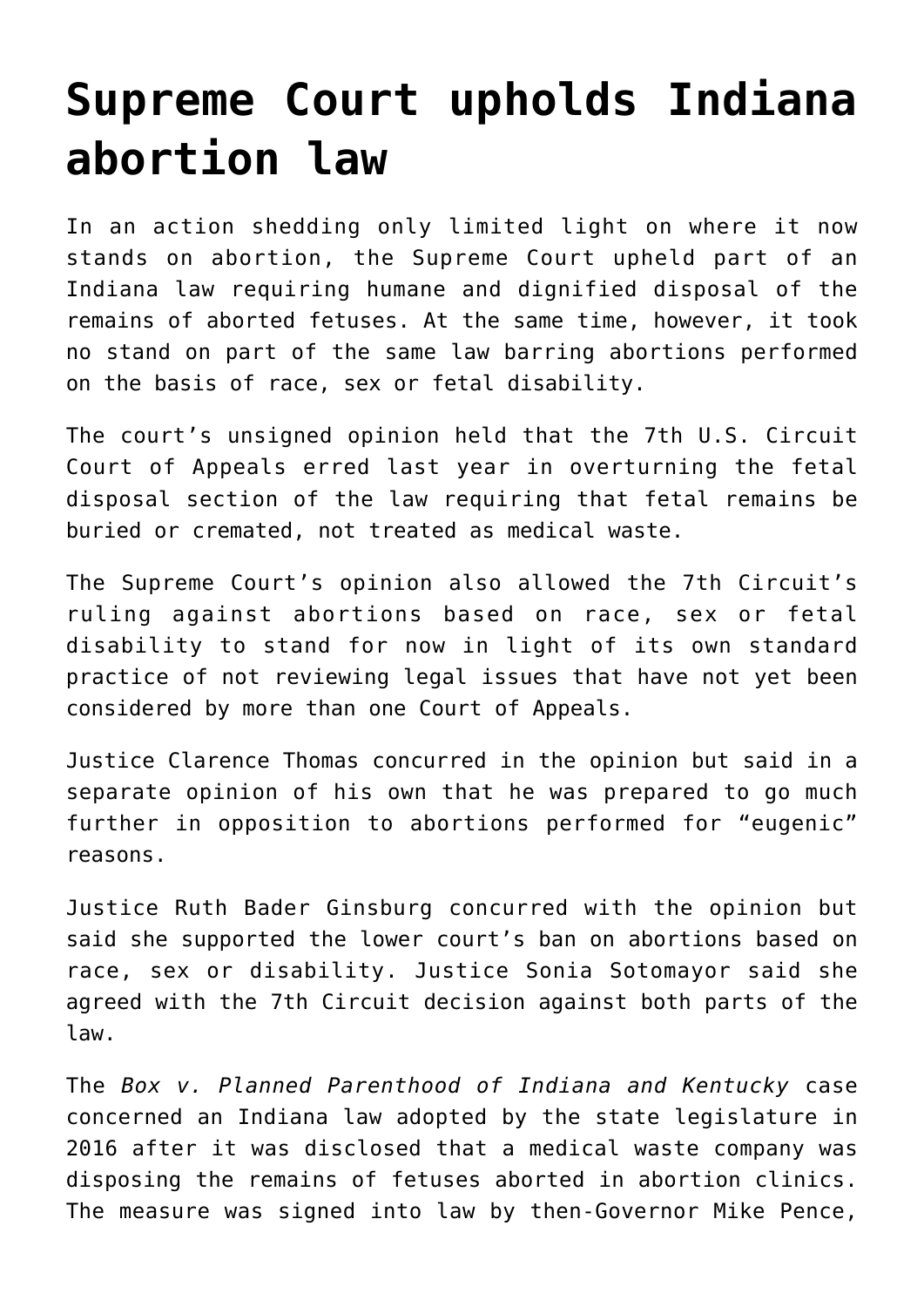# Supreme Court upholds Indiana abortion law

In an action shedding only limited light on where it now stands on abortion, the Supreme Court upheld part of an Indiana law requiring humane and dignified disposal of the remains of aborted fetuses. At the same time, however, it took no stand on part of the same law barring abortions performed on the basis of race, sex or fetal disability.

The court's unsigned opinion held that the 7th U.S. Circuit Court of Appeals erred last year in overturning the fetal disposal section of the law requiring that fetal remains be buried or cremated, not treated as medical waste.

The Supreme Court's opinion also allowed the 7th Circuit's ruling against abortions based on race, sex or fetal disability to stand for now in light of its own standard practice of not reviewing legal issues that have not yet been considered by more than one Court of Appeals.

Justice Clarence Thomas concurred in the opinion but said in a separate opinion of his own that he was prepared to go much further in opposition to abortions performed for "eugenic" reasons.

Justice Ruth Bader Ginsburg concurred with the opinion but said she supported the lower court's ban on abortions based on race, sex or disability. Justice Sonia Sotomayor said she agreed with the 7th Circuit decision against both parts of the law.

The *Box v. Planned Parenthood of Indiana and Kentucky* case concerned an Indiana law adopted by the state legislature in 2016 after it was disclosed that a medical waste company was disposing the remains of fetuses aborted in abortion clinics. The measure was signed into law by then-Governor Mike Pence,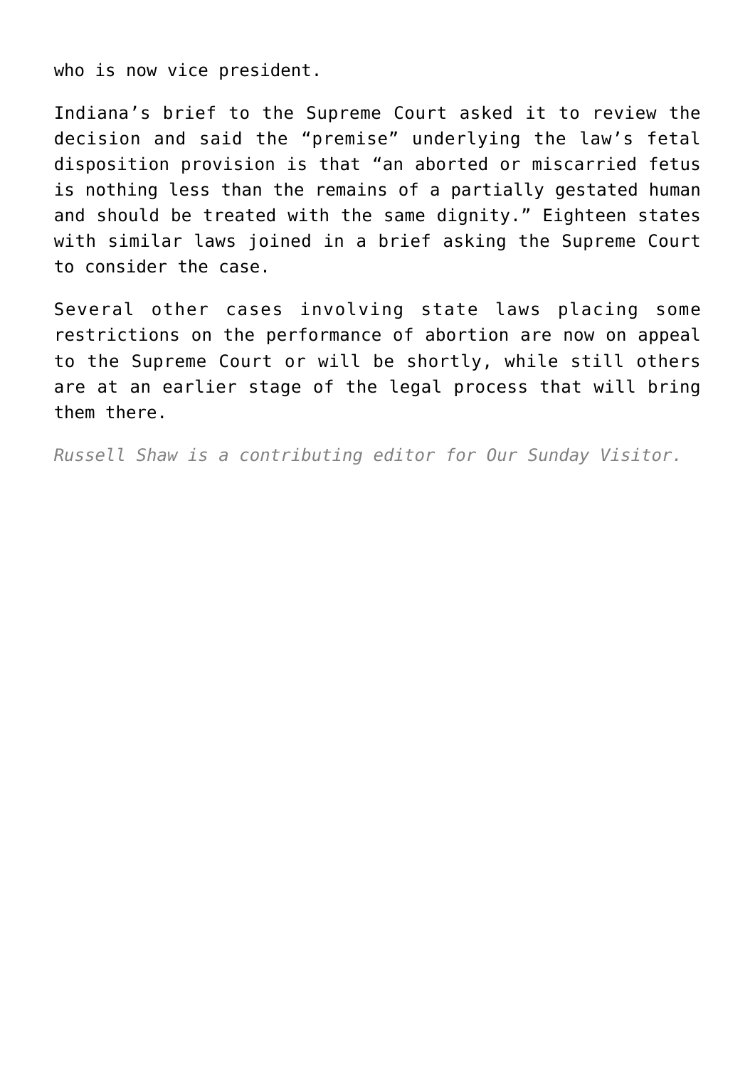who is now vice president.

Indiana’s brief to the Supreme Court asked it to review the decision and said the “premise” underlying the law’s fetal disposition provision is that “an aborted or miscarried fetus is nothing less than the remains of a partially gestated human and should be treated with the same dignity.” Eighteen states with similar laws joined in a brief asking the Supreme Court to consider the case.

Several other cases involving state laws placing some restrictions on the performance of abortion are now on appeal to the Supreme Court or will be shortly, while still others are at an earlier stage of the legal process that will bring them there.

*Russell Shaw is a contributing editor for Our Sunday Visitor.*